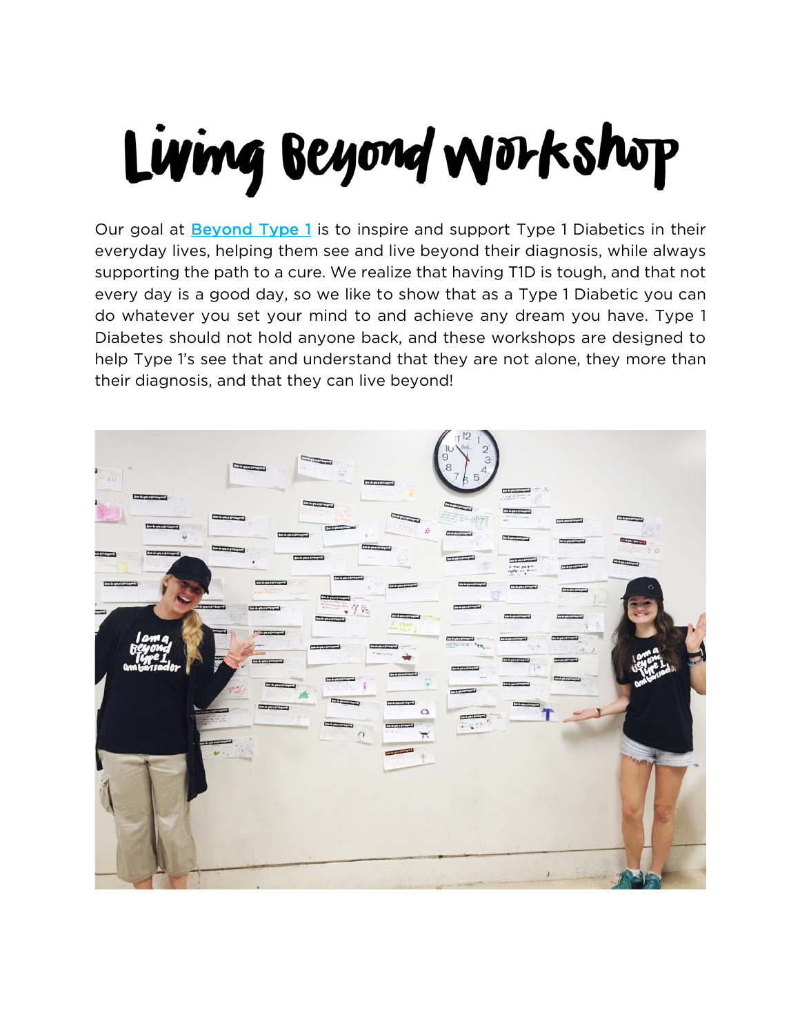# Living Beyond Workshop

Our goal at [Beyond Type 1](Beyond Type 1) is to inspire and support Type 1 Diabetics in their everyday lives, helping them see and live beyond their diagnosis, while always supporting the path to a cure. We realize that having T1D is tough, and that not every day is a good day, so we like to show that as a Type 1 Diabetic you can do whatever you set your mind to and achieve any dream you have. Type 1 Diabetes should not hold anyone back, and these workshops are designed to help Type 1's see that and understand that they are not alone, they more than their diagnosis, and that they can live beyond!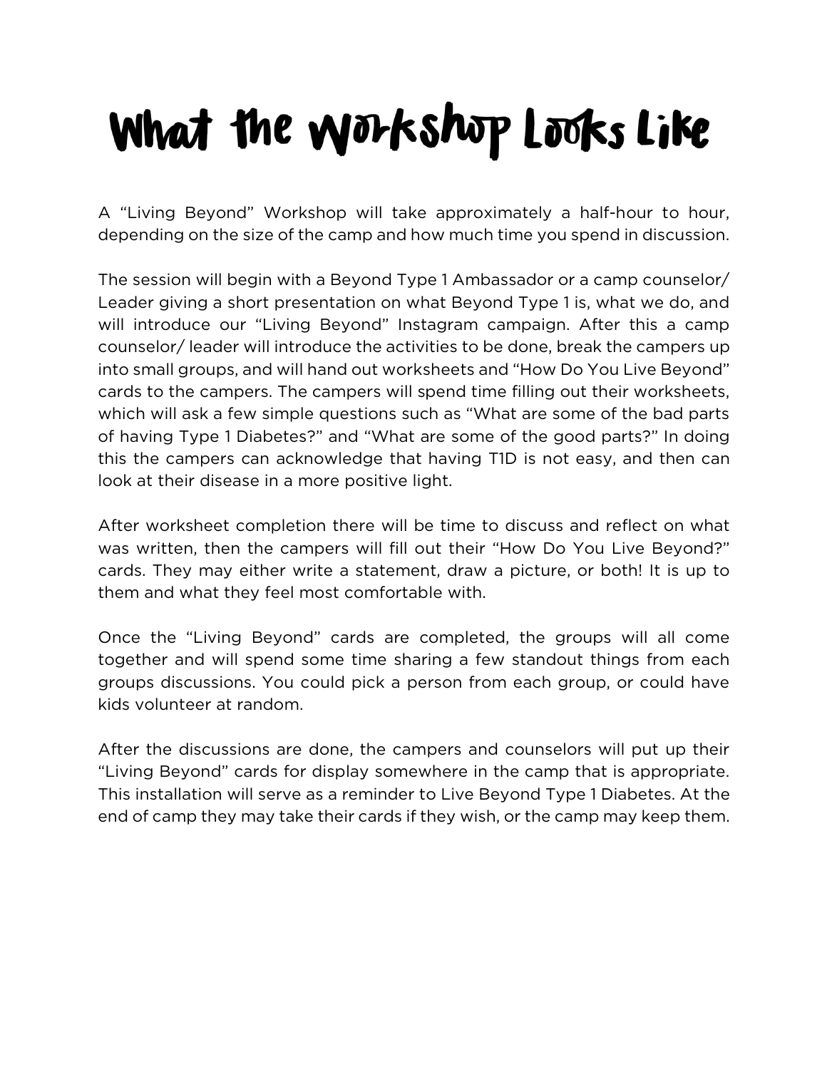# What the Workshop Looks Like

A “Living Beyond” Workshop will take approximately a half-hour to hour, depending on the size of the camp and how much time you spend in discussion.

The session will begin with a Beyond Type 1 Ambassador or a camp counselor/ Leader giving a short presentation on what Beyond Type 1 is, what we do, and will introduce our “Living Beyond” Instagram campaign. After this a camp counselor/ leader will introduce the activities to be done, break the campers up into small groups, and will hand out worksheets and “How Do You Live Beyond” cards to the campers. The campers will spend time filling out their worksheets, which will ask a few simple questions such as “What are some of the bad parts of having Type 1 Diabetes?” and “What are some of the good parts?” In doing this the campers can acknowledge that having T1D is not easy, and then can look at their disease in a more positive light.

After worksheet completion there will be time to discuss and reflect on what was written, then the campers will fill out their “How Do You Live Beyond?” cards. They may either write a statement, draw a picture, or both! It is up to them and what they feel most comfortable with.

Once the “Living Beyond” cards are completed, the groups will all come together and will spend some time sharing a few standout things from each groups discussions. You could pick a person from each group, or could have kids volunteer at random.

After the discussions are done, the campers and counselors will put up their “Living Beyond” cards for display somewhere in the camp that is appropriate. This installation will serve as a reminder to Live Beyond Type 1 Diabetes. At the end of camp they may take their cards if they wish, or the camp may keep them.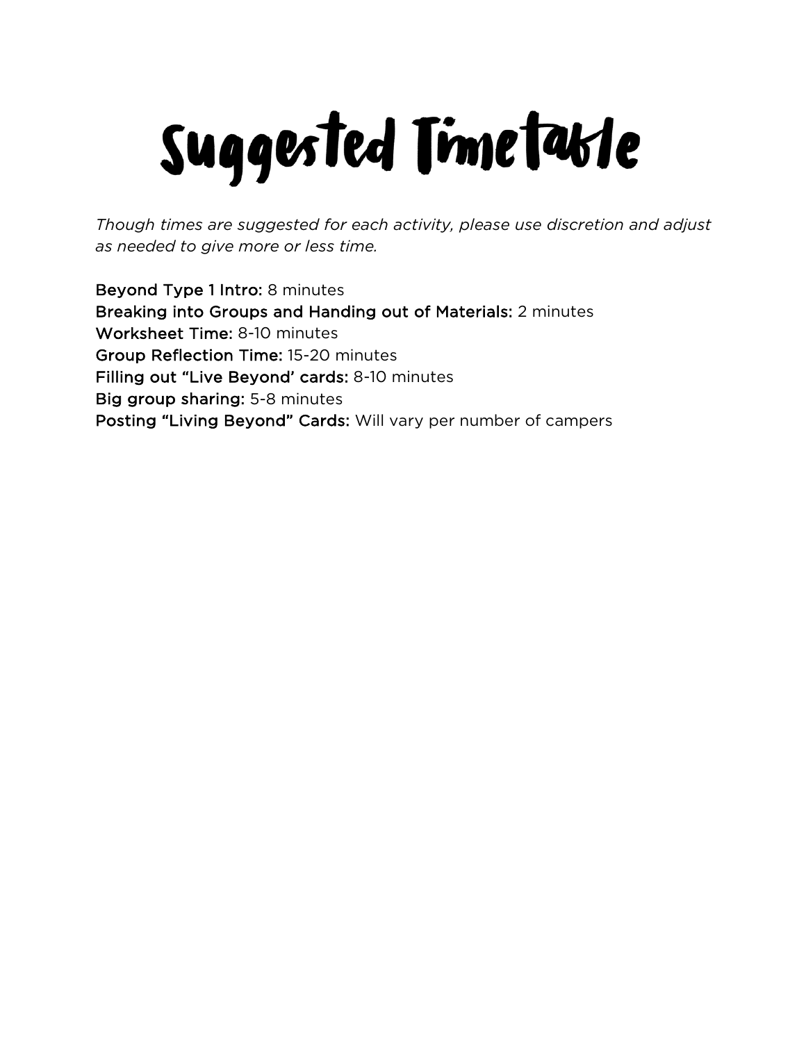# Suggested Timetable

*Though times are suggested for each activity, please use discretion and adjust as needed to give more or less time.*

**Beyond Type 1 Intro:** 8 minutes
**Breaking into Groups and Handing out of Materials:** 2 minutes
**Worksheet Time:** 8-10 minutes
**Group Reflection Time:** 15-20 minutes
**Filling out "Live Beyond' cards:** 8-10 minutes
**Big group sharing:** 5-8 minutes
**Posting "Living Beyond" Cards:** Will vary per number of campers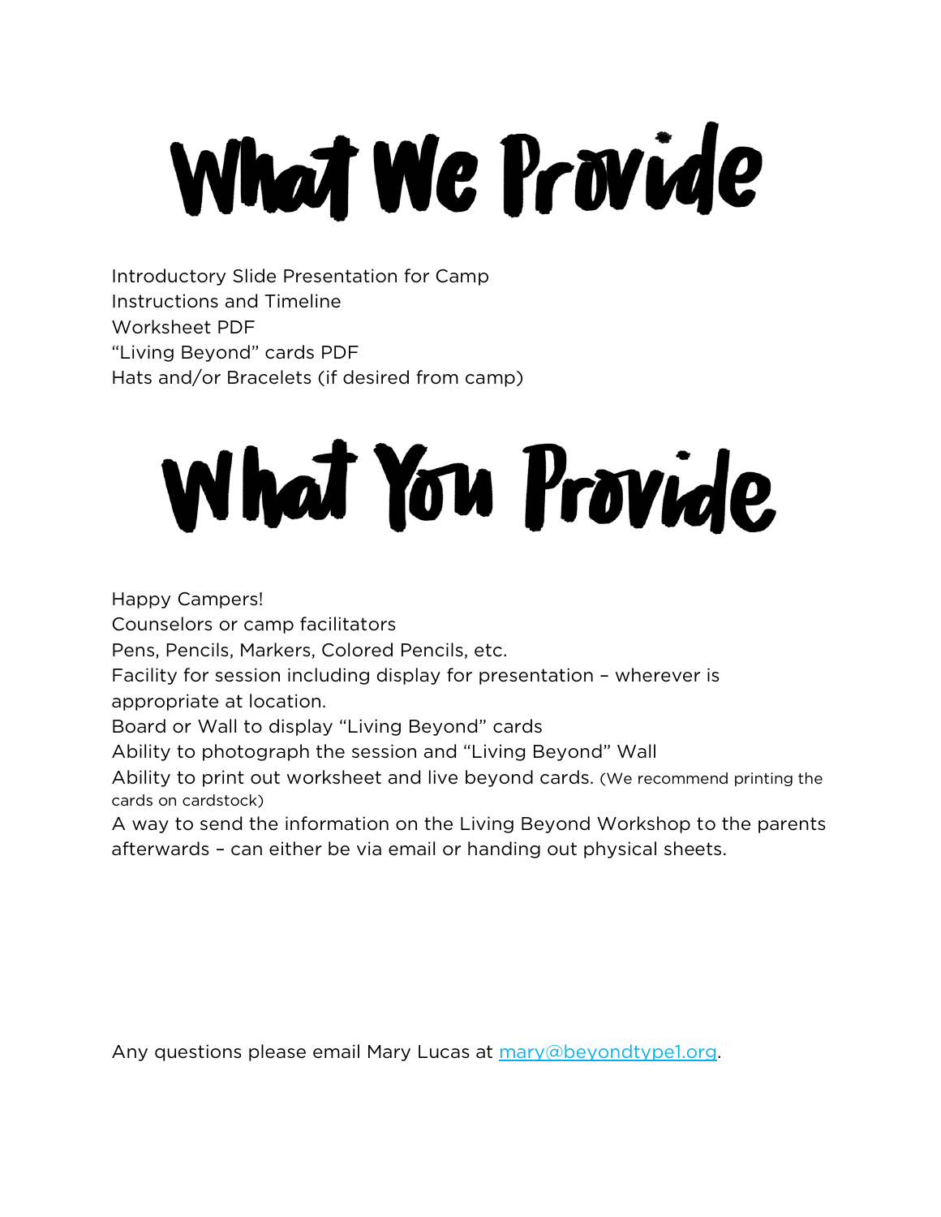# What We Provide

Introductory Slide Presentation for Camp
Instructions and Timeline
Worksheet PDF
"Living Beyond" cards PDF
Hats and/or Bracelets (if desired from camp)

# What You Provide

Happy Campers!
Counselors or camp facilitators
Pens, Pencils, Markers, Colored Pencils, etc.
Facility for session including display for presentation – wherever is appropriate at location.
Board or Wall to display "Living Beyond" cards
Ability to photograph the session and "Living Beyond" Wall
Ability to print out worksheet and live beyond cards. (We recommend printing the cards on cardstock)
A way to send the information on the Living Beyond Workshop to the parents afterwards – can either be via email or handing out physical sheets.

Any questions please email Mary Lucas at mary@beyondtype1.org.